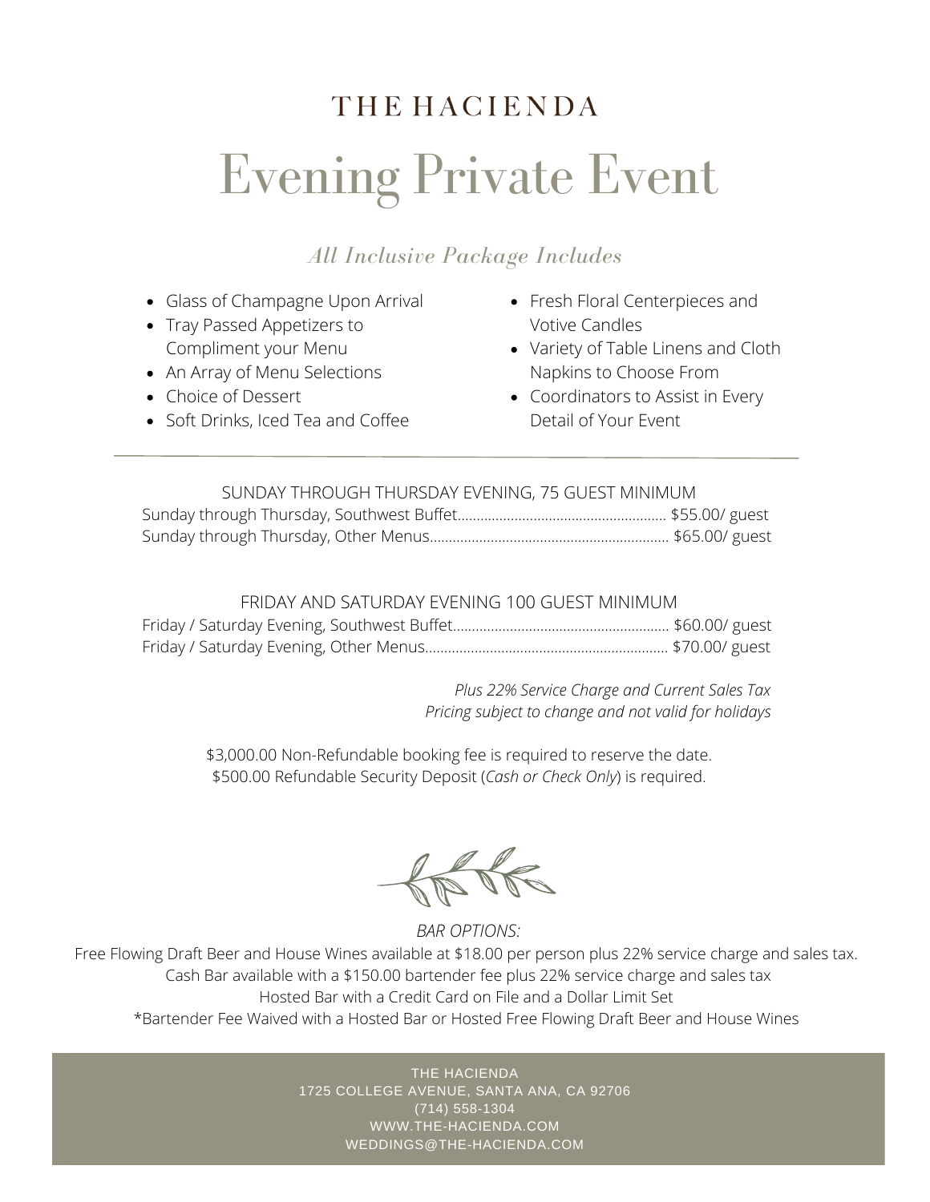# THE HACIENDA

# Evening Private Event

*All Inclusive Package Includes*

- Glass of Champagne Upon Arrival
- Tray Passed Appetizers to Compliment your Menu
- An Array of Menu Selections
- Choice of Dessert
- Soft Drinks, Iced Tea and Coffee
- Fresh Floral Centerpieces and Votive Candles
- Variety of Table Linens and Cloth Napkins to Choose From
- Coordinators to Assist in Every Detail of Your Event

---

SUNDAY THROUGH THURSDAY EVENING, 75 GUEST MINIMUM

Sunday through Thursday, Southwest Buffet........................................................ $55.00/ guest
Sunday through Thursday, Other Menus................................................................ $65.00/ guest

FRIDAY AND SATURDAY EVENING 100 GUEST MINIMUM

Friday / Saturday Evening, Southwest Buffet........................................................ $60.00/ guest
Friday / Saturday Evening, Other Menus................................................................ $70.00/ guest

*Plus 22% Service Charge and Current Sales Tax*
*Pricing subject to change and not valid for holidays*

$3,000.00 Non-Refundable booking fee is required to reserve the date.
$500.00 Refundable Security Deposit (*Cash or Check Only*) is required.

*BAR OPTIONS:*

Free Flowing Draft Beer and House Wines available at $18.00 per person plus 22% service charge and sales tax.
Cash Bar available with a $150.00 bartender fee plus 22% service charge and sales tax
Hosted Bar with a Credit Card on File and a Dollar Limit Set
*Bartender Fee Waived with a Hosted Bar or Hosted Free Flowing Draft Beer and House Wines

THE HACIENDA
1725 COLLEGE AVENUE, SANTA ANA, CA 92706
(714) 558-1304
WWW.THE-HACIENDA.COM
WEDDINGS@THE-HACIENDA.COM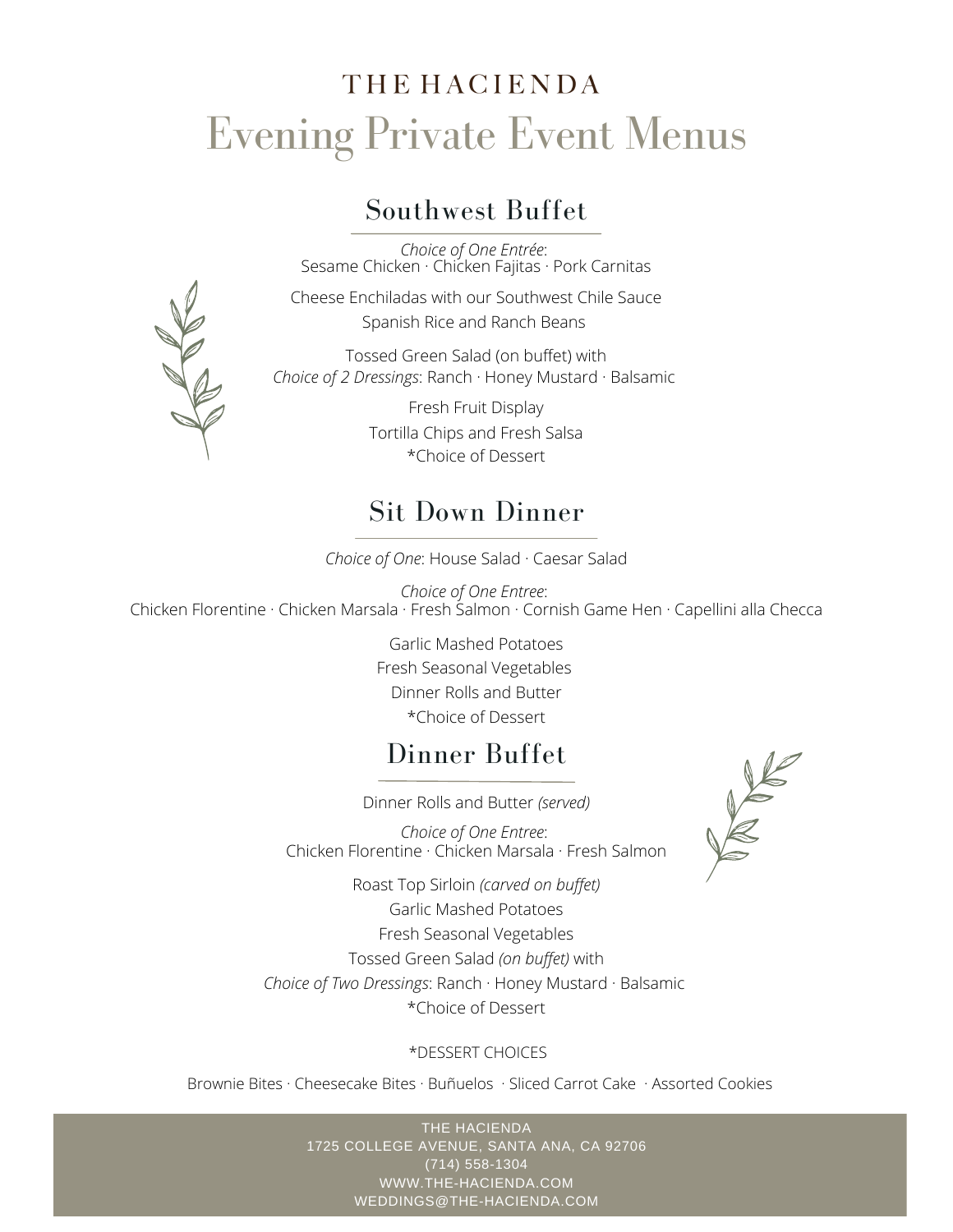THE HACIENDA

# Evening Private Event Menus

## Southwest Buffet

*Choice of One Entrée*:
Sesame Chicken · Chicken Fajitas · Pork Carnitas

Cheese Enchiladas with our Southwest Chile Sauce

Spanish Rice and Ranch Beans

Tossed Green Salad (on buffet) with
*Choice of 2 Dressings*: Ranch · Honey Mustard · Balsamic

Fresh Fruit Display

Tortilla Chips and Fresh Salsa

*Choice of Dessert

## Sit Down Dinner

*Choice of One*: House Salad · Caesar Salad

*Choice of One Entree*:
Chicken Florentine · Chicken Marsala · Fresh Salmon · Cornish Game Hen · Capellini alla Checca

Garlic Mashed Potatoes

Fresh Seasonal Vegetables

Dinner Rolls and Butter

*Choice of Dessert

## Dinner Buffet

Dinner Rolls and Butter *(served)*

*Choice of One Entree*:
Chicken Florentine · Chicken Marsala · Fresh Salmon

Roast Top Sirloin *(carved on buffet)*

Garlic Mashed Potatoes

Fresh Seasonal Vegetables

Tossed Green Salad *(on buffet)* with
*Choice of Two Dressings*: Ranch · Honey Mustard · Balsamic

*Choice of Dessert

*DESSERT CHOICES

Brownie Bites · Cheesecake Bites · Buñuelos · Sliced Carrot Cake · Assorted Cookies

THE HACIENDA
1725 COLLEGE AVENUE, SANTA ANA, CA 92706
(714) 558-1304
WWW.THE-HACIENDA.COM
WEDDINGS@THE-HACIENDA.COM